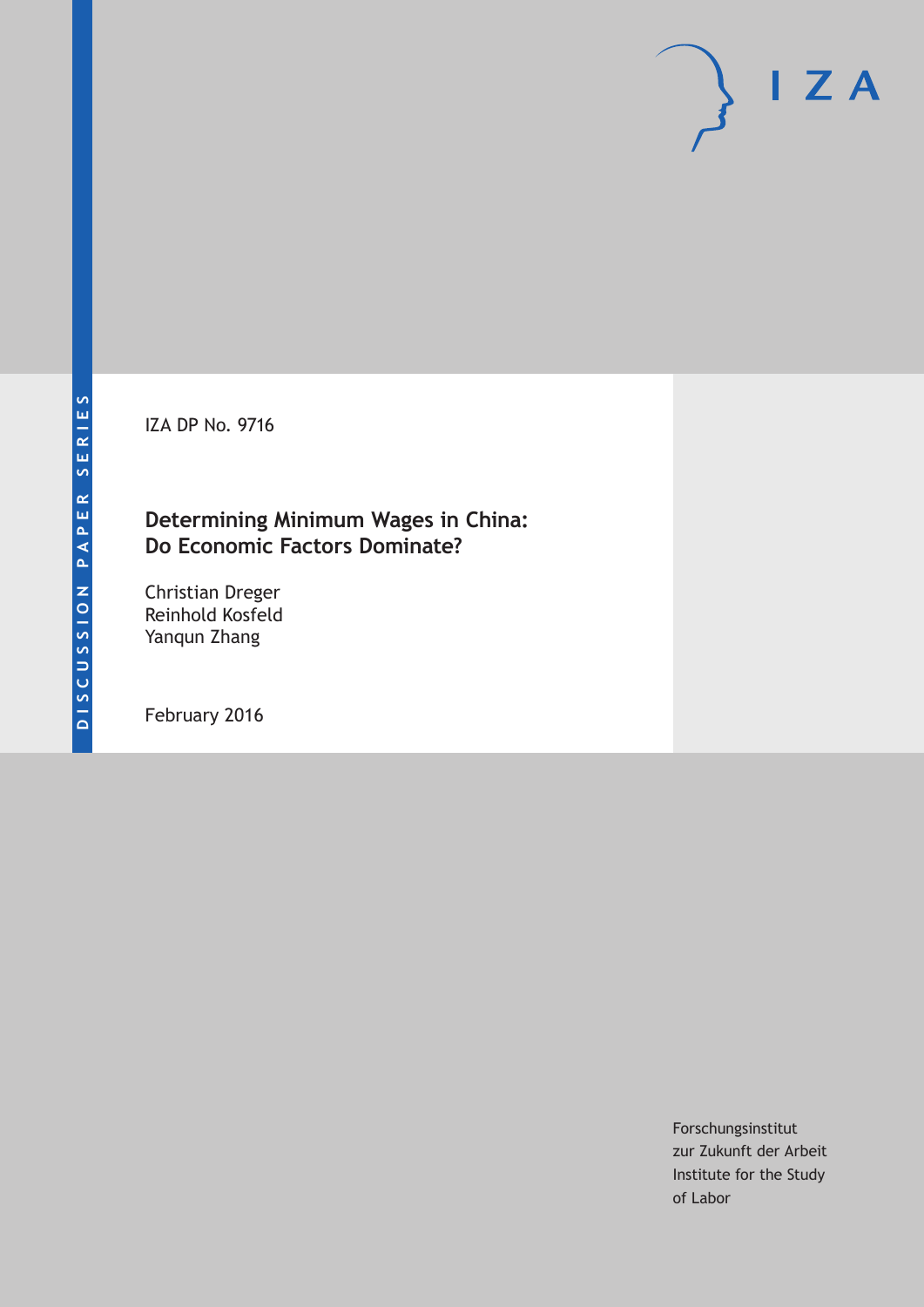DISCUSSION PAPER SERIES

IZA

IZA DP No. 9716

# Determining Minimum Wages in China: Do Economic Factors Dominate?

Christian Dreger
Reinhold Kosfeld
Yanqun Zhang

February 2016

Forschungsinstitut
zur Zukunft der Arbeit
Institute for the Study
of Labor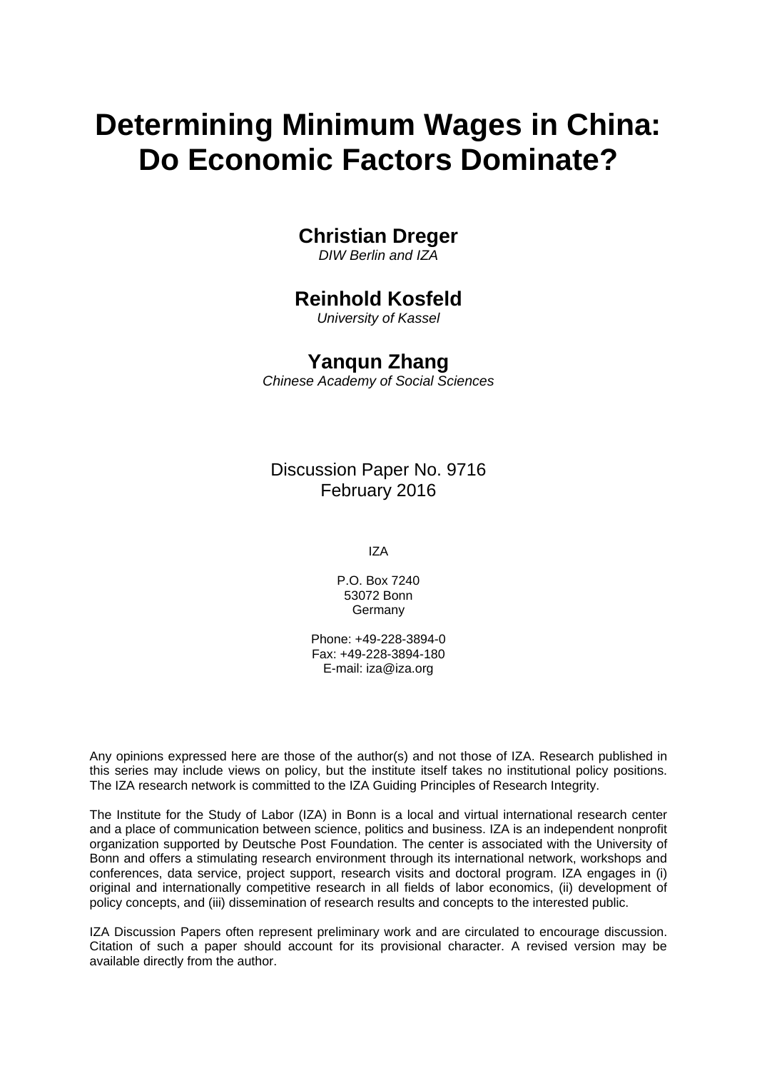# Determining Minimum Wages in China: Do Economic Factors Dominate?

**Christian Dreger**
*DIW Berlin and IZA*

**Reinhold Kosfeld**
*University of Kassel*

**Yanqun Zhang**
*Chinese Academy of Social Sciences*

Discussion Paper No. 9716
February 2016

IZA

P.O. Box 7240
53072 Bonn
Germany

Phone: +49-228-3894-0
Fax: +49-228-3894-180
E-mail: iza@iza.org

Any opinions expressed here are those of the author(s) and not those of IZA. Research published in this series may include views on policy, but the institute itself takes no institutional policy positions. The IZA research network is committed to the IZA Guiding Principles of Research Integrity.

The Institute for the Study of Labor (IZA) in Bonn is a local and virtual international research center and a place of communication between science, politics and business. IZA is an independent nonprofit organization supported by Deutsche Post Foundation. The center is associated with the University of Bonn and offers a stimulating research environment through its international network, workshops and conferences, data service, project support, research visits and doctoral program. IZA engages in (i) original and internationally competitive research in all fields of labor economics, (ii) development of policy concepts, and (iii) dissemination of research results and concepts to the interested public.

IZA Discussion Papers often represent preliminary work and are circulated to encourage discussion. Citation of such a paper should account for its provisional character. A revised version may be available directly from the author.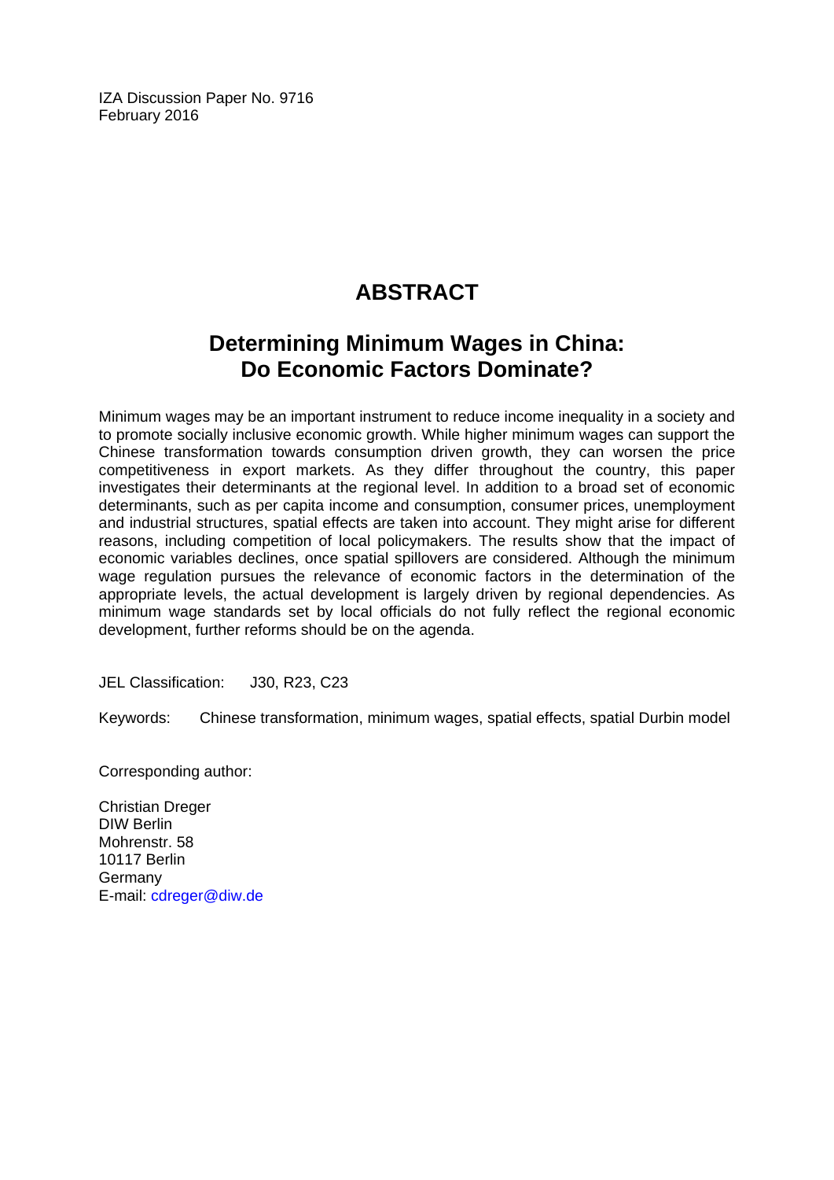IZA Discussion Paper No. 9716
February 2016

# ABSTRACT

## Determining Minimum Wages in China: Do Economic Factors Dominate?

Minimum wages may be an important instrument to reduce income inequality in a society and to promote socially inclusive economic growth. While higher minimum wages can support the Chinese transformation towards consumption driven growth, they can worsen the price competitiveness in export markets. As they differ throughout the country, this paper investigates their determinants at the regional level. In addition to a broad set of economic determinants, such as per capita income and consumption, consumer prices, unemployment and industrial structures, spatial effects are taken into account. They might arise for different reasons, including competition of local policymakers. The results show that the impact of economic variables declines, once spatial spillovers are considered. Although the minimum wage regulation pursues the relevance of economic factors in the determination of the appropriate levels, the actual development is largely driven by regional dependencies. As minimum wage standards set by local officials do not fully reflect the regional economic development, further reforms should be on the agenda.

JEL Classification: J30, R23, C23

Keywords: Chinese transformation, minimum wages, spatial effects, spatial Durbin model

Corresponding author:

Christian Dreger
DIW Berlin
Mohrenstr. 58
10117 Berlin
Germany
E-mail: cdreger@diw.de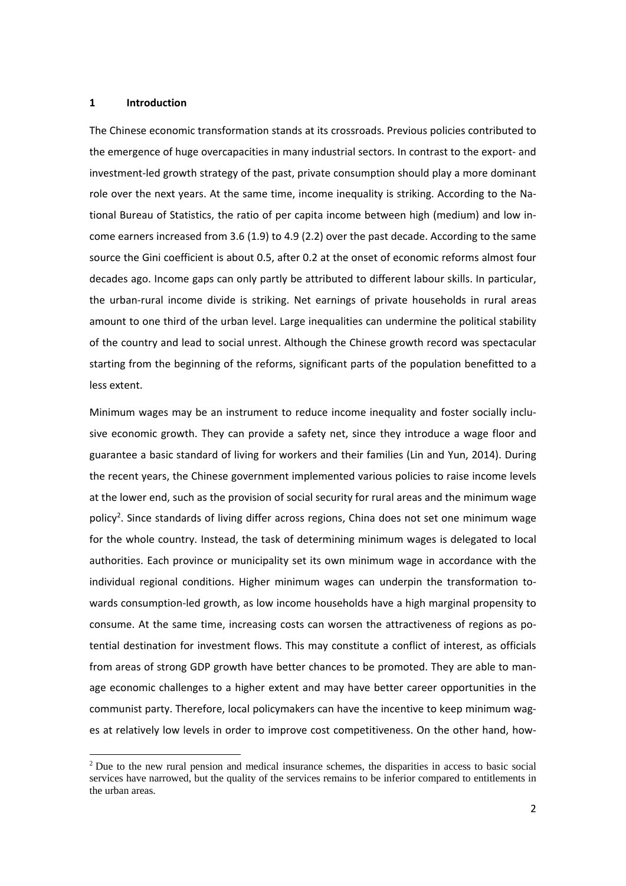# 1 Introduction

The Chinese economic transformation stands at its crossroads. Previous policies contributed to the emergence of huge overcapacities in many industrial sectors. In contrast to the export- and investment-led growth strategy of the past, private consumption should play a more dominant role over the next years. At the same time, income inequality is striking. According to the National Bureau of Statistics, the ratio of per capita income between high (medium) and low income earners increased from 3.6 (1.9) to 4.9 (2.2) over the past decade. According to the same source the Gini coefficient is about 0.5, after 0.2 at the onset of economic reforms almost four decades ago. Income gaps can only partly be attributed to different labour skills. In particular, the urban-rural income divide is striking. Net earnings of private households in rural areas amount to one third of the urban level. Large inequalities can undermine the political stability of the country and lead to social unrest. Although the Chinese growth record was spectacular starting from the beginning of the reforms, significant parts of the population benefitted to a less extent.

Minimum wages may be an instrument to reduce income inequality and foster socially inclusive economic growth. They can provide a safety net, since they introduce a wage floor and guarantee a basic standard of living for workers and their families (Lin and Yun, 2014). During the recent years, the Chinese government implemented various policies to raise income levels at the lower end, such as the provision of social security for rural areas and the minimum wage policy[2]. Since standards of living differ across regions, China does not set one minimum wage for the whole country. Instead, the task of determining minimum wages is delegated to local authorities. Each province or municipality set its own minimum wage in accordance with the individual regional conditions. Higher minimum wages can underpin the transformation towards consumption-led growth, as low income households have a high marginal propensity to consume. At the same time, increasing costs can worsen the attractiveness of regions as potential destination for investment flows. This may constitute a conflict of interest, as officials from areas of strong GDP growth have better chances to be promoted. They are able to manage economic challenges to a higher extent and may have better career opportunities in the communist party. Therefore, local policymakers can have the incentive to keep minimum wages at relatively low levels in order to improve cost competitiveness. On the other hand, how-

[2] Due to the new rural pension and medical insurance schemes, the disparities in access to basic social services have narrowed, but the quality of the services remains to be inferior compared to entitlements in the urban areas.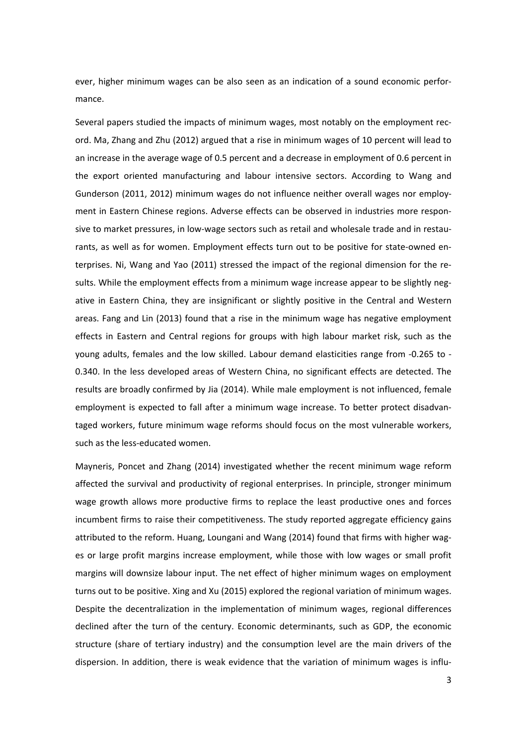ever, higher minimum wages can be also seen as an indication of a sound economic performance.

Several papers studied the impacts of minimum wages, most notably on the employment record. Ma, Zhang and Zhu (2012) argued that a rise in minimum wages of 10 percent will lead to an increase in the average wage of 0.5 percent and a decrease in employment of 0.6 percent in the export oriented manufacturing and labour intensive sectors. According to Wang and Gunderson (2011, 2012) minimum wages do not influence neither overall wages nor employment in Eastern Chinese regions. Adverse effects can be observed in industries more responsive to market pressures, in low-wage sectors such as retail and wholesale trade and in restaurants, as well as for women. Employment effects turn out to be positive for state-owned enterprises. Ni, Wang and Yao (2011) stressed the impact of the regional dimension for the results. While the employment effects from a minimum wage increase appear to be slightly negative in Eastern China, they are insignificant or slightly positive in the Central and Western areas. Fang and Lin (2013) found that a rise in the minimum wage has negative employment effects in Eastern and Central regions for groups with high labour market risk, such as the young adults, females and the low skilled. Labour demand elasticities range from -0.265 to -0.340. In the less developed areas of Western China, no significant effects are detected. The results are broadly confirmed by Jia (2014). While male employment is not influenced, female employment is expected to fall after a minimum wage increase. To better protect disadvantaged workers, future minimum wage reforms should focus on the most vulnerable workers, such as the less-educated women.

Mayneris, Poncet and Zhang (2014) investigated whether the recent minimum wage reform affected the survival and productivity of regional enterprises. In principle, stronger minimum wage growth allows more productive firms to replace the least productive ones and forces incumbent firms to raise their competitiveness. The study reported aggregate efficiency gains attributed to the reform. Huang, Loungani and Wang (2014) found that firms with higher wages or large profit margins increase employment, while those with low wages or small profit margins will downsize labour input. The net effect of higher minimum wages on employment turns out to be positive. Xing and Xu (2015) explored the regional variation of minimum wages. Despite the decentralization in the implementation of minimum wages, regional differences declined after the turn of the century. Economic determinants, such as GDP, the economic structure (share of tertiary industry) and the consumption level are the main drivers of the dispersion. In addition, there is weak evidence that the variation of minimum wages is influ-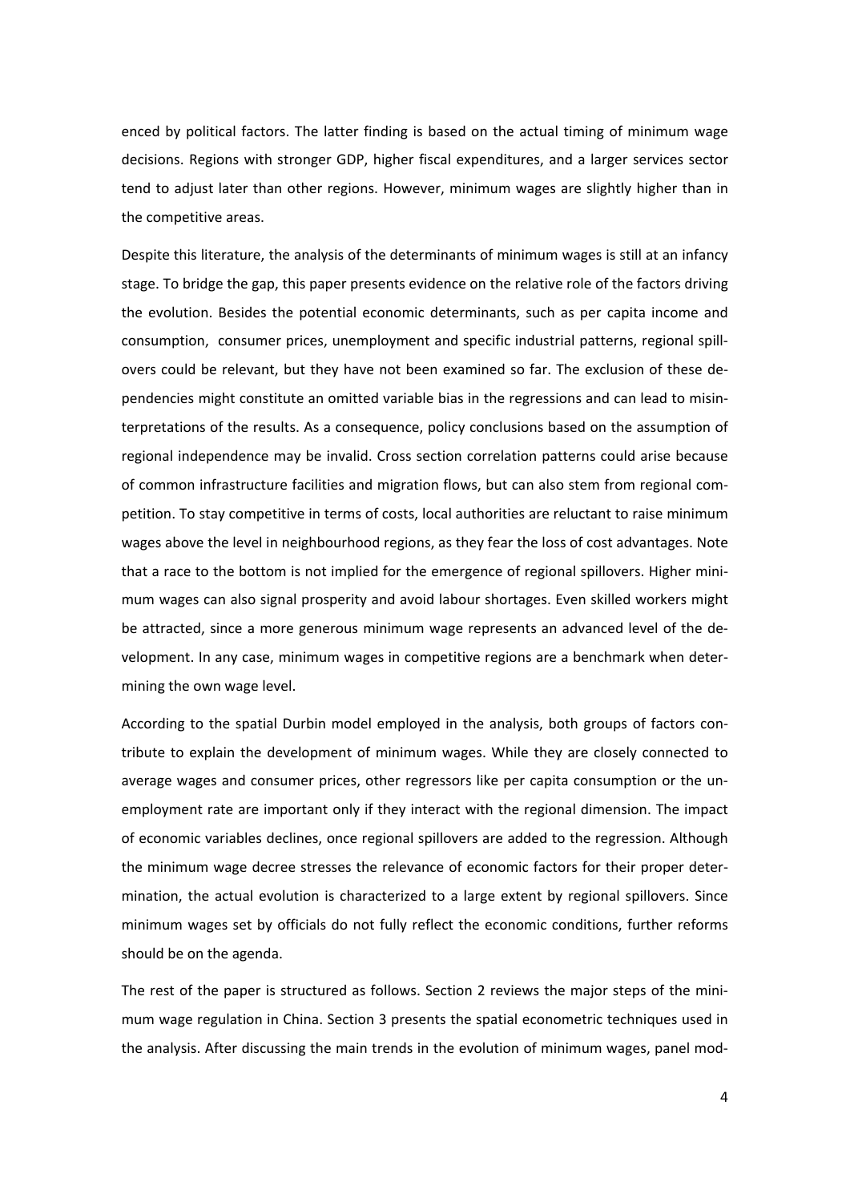enced by political factors. The latter finding is based on the actual timing of minimum wage decisions. Regions with stronger GDP, higher fiscal expenditures, and a larger services sector tend to adjust later than other regions. However, minimum wages are slightly higher than in the competitive areas.

Despite this literature, the analysis of the determinants of minimum wages is still at an infancy stage. To bridge the gap, this paper presents evidence on the relative role of the factors driving the evolution. Besides the potential economic determinants, such as per capita income and consumption, consumer prices, unemployment and specific industrial patterns, regional spillovers could be relevant, but they have not been examined so far. The exclusion of these dependencies might constitute an omitted variable bias in the regressions and can lead to misinterpretations of the results. As a consequence, policy conclusions based on the assumption of regional independence may be invalid. Cross section correlation patterns could arise because of common infrastructure facilities and migration flows, but can also stem from regional competition. To stay competitive in terms of costs, local authorities are reluctant to raise minimum wages above the level in neighbourhood regions, as they fear the loss of cost advantages. Note that a race to the bottom is not implied for the emergence of regional spillovers. Higher minimum wages can also signal prosperity and avoid labour shortages. Even skilled workers might be attracted, since a more generous minimum wage represents an advanced level of the development. In any case, minimum wages in competitive regions are a benchmark when determining the own wage level.

According to the spatial Durbin model employed in the analysis, both groups of factors contribute to explain the development of minimum wages. While they are closely connected to average wages and consumer prices, other regressors like per capita consumption or the unemployment rate are important only if they interact with the regional dimension. The impact of economic variables declines, once regional spillovers are added to the regression. Although the minimum wage decree stresses the relevance of economic factors for their proper determination, the actual evolution is characterized to a large extent by regional spillovers. Since minimum wages set by officials do not fully reflect the economic conditions, further reforms should be on the agenda.

The rest of the paper is structured as follows. Section 2 reviews the major steps of the minimum wage regulation in China. Section 3 presents the spatial econometric techniques used in the analysis. After discussing the main trends in the evolution of minimum wages, panel mod-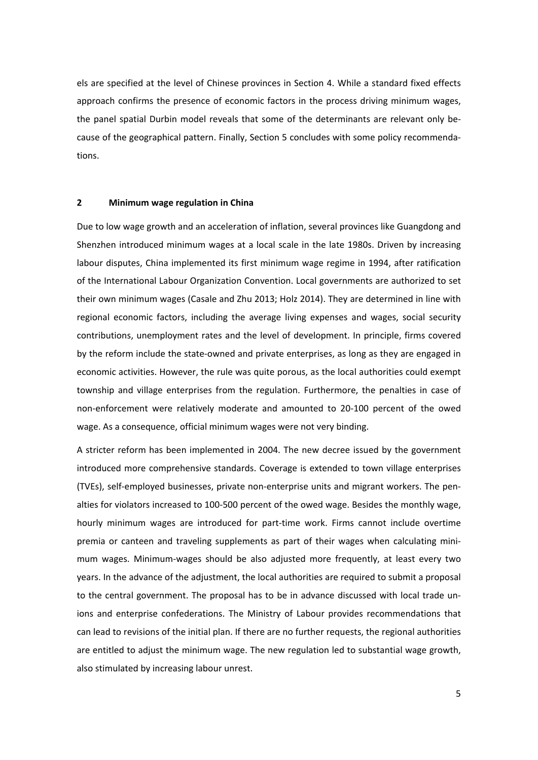els are specified at the level of Chinese provinces in Section 4. While a standard fixed effects approach confirms the presence of economic factors in the process driving minimum wages, the panel spatial Durbin model reveals that some of the determinants are relevant only because of the geographical pattern. Finally, Section 5 concludes with some policy recommendations.

## 2 Minimum wage regulation in China

Due to low wage growth and an acceleration of inflation, several provinces like Guangdong and Shenzhen introduced minimum wages at a local scale in the late 1980s. Driven by increasing labour disputes, China implemented its first minimum wage regime in 1994, after ratification of the International Labour Organization Convention. Local governments are authorized to set their own minimum wages (Casale and Zhu 2013; Holz 2014). They are determined in line with regional economic factors, including the average living expenses and wages, social security contributions, unemployment rates and the level of development. In principle, firms covered by the reform include the state-owned and private enterprises, as long as they are engaged in economic activities. However, the rule was quite porous, as the local authorities could exempt township and village enterprises from the regulation. Furthermore, the penalties in case of non-enforcement were relatively moderate and amounted to 20-100 percent of the owed wage. As a consequence, official minimum wages were not very binding.

A stricter reform has been implemented in 2004. The new decree issued by the government introduced more comprehensive standards. Coverage is extended to town village enterprises (TVEs), self-employed businesses, private non-enterprise units and migrant workers. The penalties for violators increased to 100-500 percent of the owed wage. Besides the monthly wage, hourly minimum wages are introduced for part-time work. Firms cannot include overtime premia or canteen and traveling supplements as part of their wages when calculating minimum wages. Minimum-wages should be also adjusted more frequently, at least every two years. In the advance of the adjustment, the local authorities are required to submit a proposal to the central government. The proposal has to be in advance discussed with local trade unions and enterprise confederations. The Ministry of Labour provides recommendations that can lead to revisions of the initial plan. If there are no further requests, the regional authorities are entitled to adjust the minimum wage. The new regulation led to substantial wage growth, also stimulated by increasing labour unrest.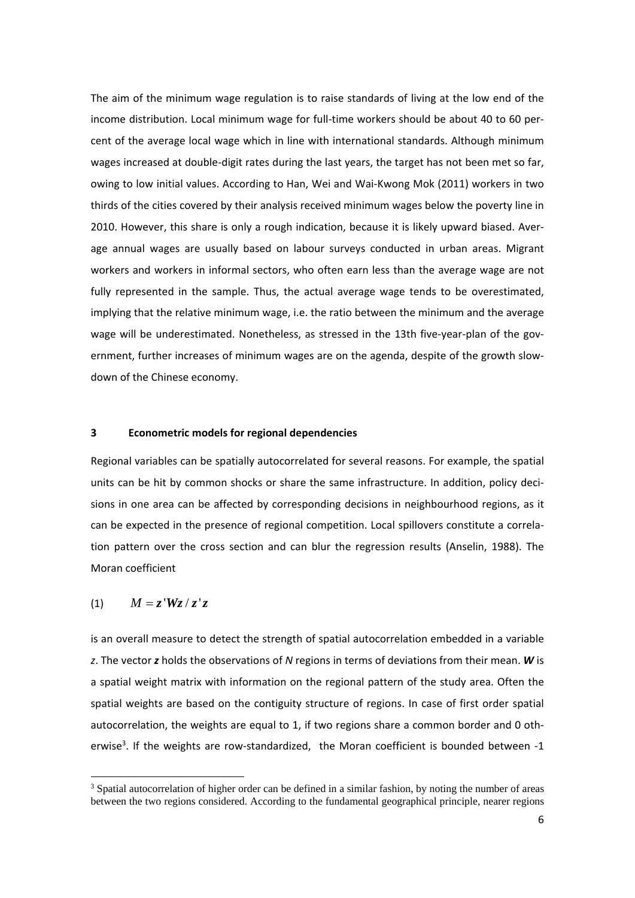The aim of the minimum wage regulation is to raise standards of living at the low end of the income distribution. Local minimum wage for full-time workers should be about 40 to 60 percent of the average local wage which in line with international standards. Although minimum wages increased at double-digit rates during the last years, the target has not been met so far, owing to low initial values. According to Han, Wei and Wai-Kwong Mok (2011) workers in two thirds of the cities covered by their analysis received minimum wages below the poverty line in 2010. However, this share is only a rough indication, because it is likely upward biased. Average annual wages are usually based on labour surveys conducted in urban areas. Migrant workers and workers in informal sectors, who often earn less than the average wage are not fully represented in the sample. Thus, the actual average wage tends to be overestimated, implying that the relative minimum wage, i.e. the ratio between the minimum and the average wage will be underestimated. Nonetheless, as stressed in the 13th five-year-plan of the government, further increases of minimum wages are on the agenda, despite of the growth slowdown of the Chinese economy.

## 3 Econometric models for regional dependencies

Regional variables can be spatially autocorrelated for several reasons. For example, the spatial units can be hit by common shocks or share the same infrastructure. In addition, policy decisions in one area can be affected by corresponding decisions in neighbourhood regions, as it can be expected in the presence of regional competition. Local spillovers constitute a correlation pattern over the cross section and can blur the regression results (Anselin, 1988). The Moran coefficient

$$(1) \qquad M = \mathbf{z}'\mathbf{W}\mathbf{z} / \mathbf{z}'\mathbf{z}$$

is an overall measure to detect the strength of spatial autocorrelation embedded in a variable *z*. The vector $\mathbf{z}$ holds the observations of *N* regions in terms of deviations from their mean. $\mathbf{W}$ is a spatial weight matrix with information on the regional pattern of the study area. Often the spatial weights are based on the contiguity structure of regions. In case of first order spatial autocorrelation, the weights are equal to 1, if two regions share a common border and 0 otherwise[3]. If the weights are row-standardized, the Moran coefficient is bounded between -1

[3] Spatial autocorrelation of higher order can be defined in a similar fashion, by noting the number of areas between the two regions considered. According to the fundamental geographical principle, nearer regions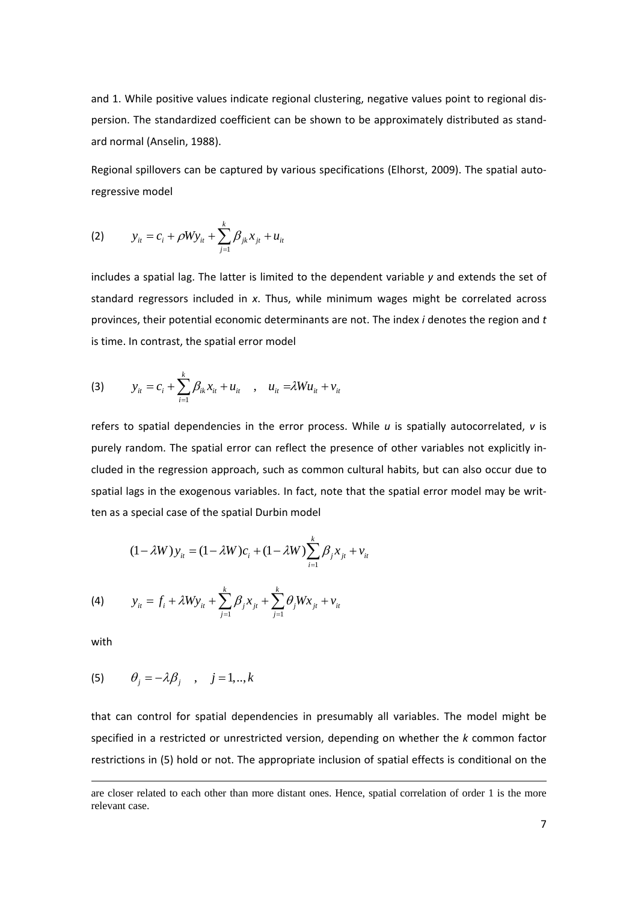and 1. While positive values indicate regional clustering, negative values point to regional dispersion. The standardized coefficient can be shown to be approximately distributed as standard normal (Anselin, 1988).

Regional spillovers can be captured by various specifications (Elhorst, 2009). The spatial autoregressive model

$$(2) \qquad y_{it} = c_i + \rho W y_{it} + \sum_{j=1}^{k} \beta_{jk} x_{jt} + u_{it}$$

includes a spatial lag. The latter is limited to the dependent variable *y* and extends the set of standard regressors included in *x*. Thus, while minimum wages might be correlated across provinces, their potential economic determinants are not. The index *i* denotes the region and *t* is time. In contrast, the spatial error model

$$(3) \qquad y_{it} = c_i + \sum_{i=1}^{k} \beta_{ik} x_{it} + u_{it} \quad , \quad u_{it} = \lambda W u_{it} + v_{it}$$

refers to spatial dependencies in the error process. While *u* is spatially autocorrelated, *v* is purely random. The spatial error can reflect the presence of other variables not explicitly included in the regression approach, such as common cultural habits, but can also occur due to spatial lags in the exogenous variables. In fact, note that the spatial error model may be written as a special case of the spatial Durbin model

$$(1-\lambda W) y_{it} = (1-\lambda W) c_i + (1-\lambda W) \sum_{i=1}^{k} \beta_j x_{jt} + v_{it}$$

$$(4) \qquad y_{it} = f_i + \lambda W y_{it} + \sum_{j=1}^{k} \beta_j x_{jt} + \sum_{j=1}^{k} \theta_j W x_{jt} + v_{it}$$

with

$$(5) \qquad \theta_j = -\lambda \beta_j \quad , \quad j = 1,..,k$$

that can control for spatial dependencies in presumably all variables. The model might be specified in a restricted or unrestricted version, depending on whether the *k* common factor restrictions in (5) hold or not. The appropriate inclusion of spatial effects is conditional on the

---

are closer related to each other than more distant ones. Hence, spatial correlation of order 1 is the more relevant case.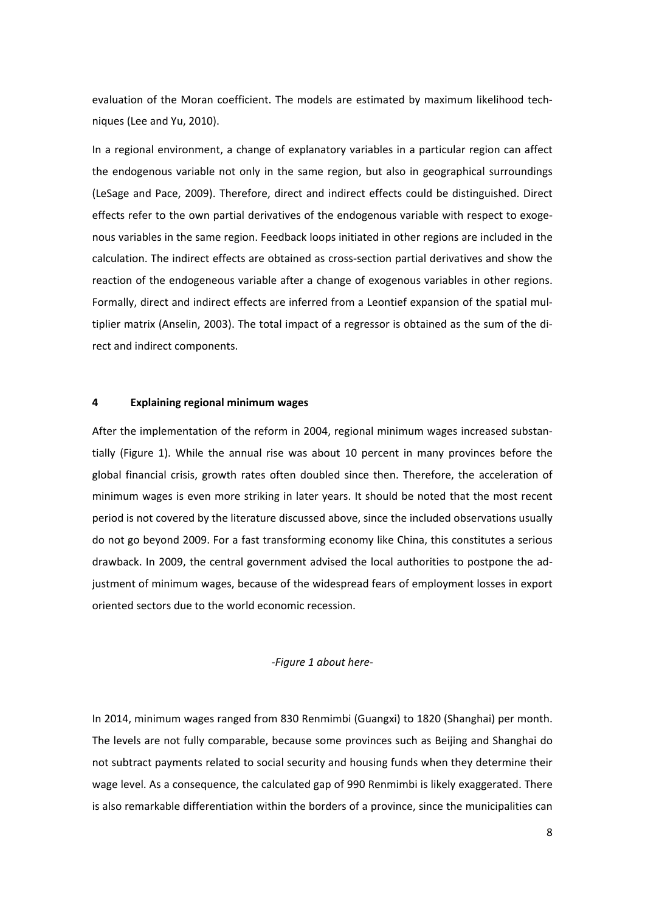evaluation of the Moran coefficient. The models are estimated by maximum likelihood techniques (Lee and Yu, 2010).

In a regional environment, a change of explanatory variables in a particular region can affect the endogenous variable not only in the same region, but also in geographical surroundings (LeSage and Pace, 2009). Therefore, direct and indirect effects could be distinguished. Direct effects refer to the own partial derivatives of the endogenous variable with respect to exogenous variables in the same region. Feedback loops initiated in other regions are included in the calculation. The indirect effects are obtained as cross-section partial derivatives and show the reaction of the endogeneous variable after a change of exogenous variables in other regions. Formally, direct and indirect effects are inferred from a Leontief expansion of the spatial multiplier matrix (Anselin, 2003). The total impact of a regressor is obtained as the sum of the direct and indirect components.

## 4 Explaining regional minimum wages

After the implementation of the reform in 2004, regional minimum wages increased substantially (Figure 1). While the annual rise was about 10 percent in many provinces before the global financial crisis, growth rates often doubled since then. Therefore, the acceleration of minimum wages is even more striking in later years. It should be noted that the most recent period is not covered by the literature discussed above, since the included observations usually do not go beyond 2009. For a fast transforming economy like China, this constitutes a serious drawback. In 2009, the central government advised the local authorities to postpone the adjustment of minimum wages, because of the widespread fears of employment losses in export oriented sectors due to the world economic recession.

*-Figure 1 about here-*

In 2014, minimum wages ranged from 830 Renmimbi (Guangxi) to 1820 (Shanghai) per month. The levels are not fully comparable, because some provinces such as Beijing and Shanghai do not subtract payments related to social security and housing funds when they determine their wage level. As a consequence, the calculated gap of 990 Renmimbi is likely exaggerated. There is also remarkable differentiation within the borders of a province, since the municipalities can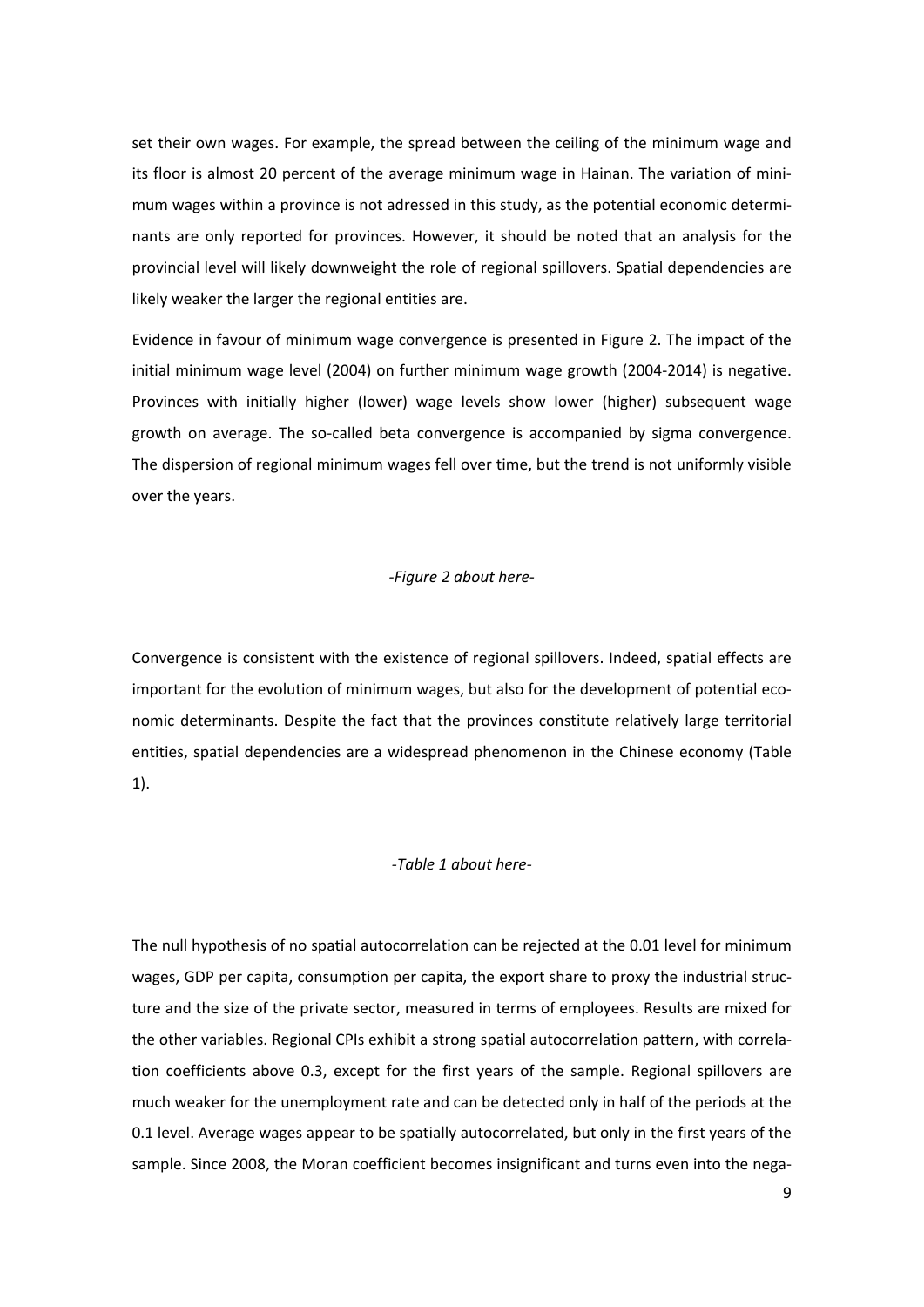set their own wages. For example, the spread between the ceiling of the minimum wage and its floor is almost 20 percent of the average minimum wage in Hainan. The variation of minimum wages within a province is not adressed in this study, as the potential economic determinants are only reported for provinces. However, it should be noted that an analysis for the provincial level will likely downweight the role of regional spillovers. Spatial dependencies are likely weaker the larger the regional entities are.

Evidence in favour of minimum wage convergence is presented in Figure 2. The impact of the initial minimum wage level (2004) on further minimum wage growth (2004-2014) is negative. Provinces with initially higher (lower) wage levels show lower (higher) subsequent wage growth on average. The so-called beta convergence is accompanied by sigma convergence. The dispersion of regional minimum wages fell over time, but the trend is not uniformly visible over the years.

*-Figure 2 about here-*

Convergence is consistent with the existence of regional spillovers. Indeed, spatial effects are important for the evolution of minimum wages, but also for the development of potential economic determinants. Despite the fact that the provinces constitute relatively large territorial entities, spatial dependencies are a widespread phenomenon in the Chinese economy (Table 1).

*-Table 1 about here-*

The null hypothesis of no spatial autocorrelation can be rejected at the 0.01 level for minimum wages, GDP per capita, consumption per capita, the export share to proxy the industrial structure and the size of the private sector, measured in terms of employees. Results are mixed for the other variables. Regional CPIs exhibit a strong spatial autocorrelation pattern, with correlation coefficients above 0.3, except for the first years of the sample. Regional spillovers are much weaker for the unemployment rate and can be detected only in half of the periods at the 0.1 level. Average wages appear to be spatially autocorrelated, but only in the first years of the sample. Since 2008, the Moran coefficient becomes insignificant and turns even into the nega-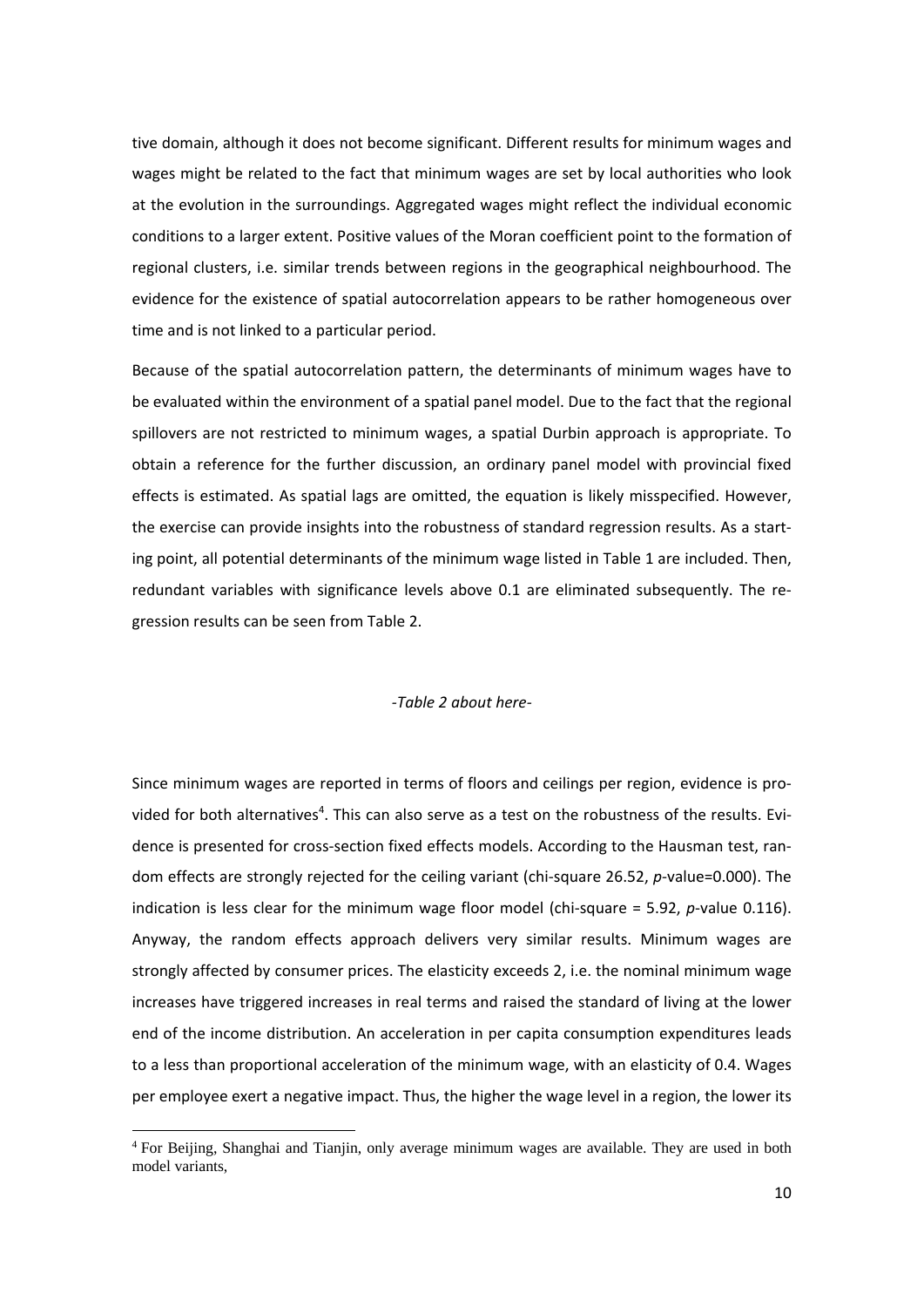tive domain, although it does not become significant. Different results for minimum wages and wages might be related to the fact that minimum wages are set by local authorities who look at the evolution in the surroundings. Aggregated wages might reflect the individual economic conditions to a larger extent. Positive values of the Moran coefficient point to the formation of regional clusters, i.e. similar trends between regions in the geographical neighbourhood. The evidence for the existence of spatial autocorrelation appears to be rather homogeneous over time and is not linked to a particular period.

Because of the spatial autocorrelation pattern, the determinants of minimum wages have to be evaluated within the environment of a spatial panel model. Due to the fact that the regional spillovers are not restricted to minimum wages, a spatial Durbin approach is appropriate. To obtain a reference for the further discussion, an ordinary panel model with provincial fixed effects is estimated. As spatial lags are omitted, the equation is likely misspecified. However, the exercise can provide insights into the robustness of standard regression results. As a starting point, all potential determinants of the minimum wage listed in Table 1 are included. Then, redundant variables with significance levels above 0.1 are eliminated subsequently. The regression results can be seen from Table 2.

*-Table 2 about here-*

Since minimum wages are reported in terms of floors and ceilings per region, evidence is provided for both alternatives[4]. This can also serve as a test on the robustness of the results. Evidence is presented for cross-section fixed effects models. According to the Hausman test, random effects are strongly rejected for the ceiling variant (chi-square 26.52, $p$-value=0.000). The indication is less clear for the minimum wage floor model (chi-square = 5.92, $p$-value 0.116). Anyway, the random effects approach delivers very similar results. Minimum wages are strongly affected by consumer prices. The elasticity exceeds 2, i.e. the nominal minimum wage increases have triggered increases in real terms and raised the standard of living at the lower end of the income distribution. An acceleration in per capita consumption expenditures leads to a less than proportional acceleration of the minimum wage, with an elasticity of 0.4. Wages per employee exert a negative impact. Thus, the higher the wage level in a region, the lower its

[4] For Beijing, Shanghai and Tianjin, only average minimum wages are available. They are used in both model variants,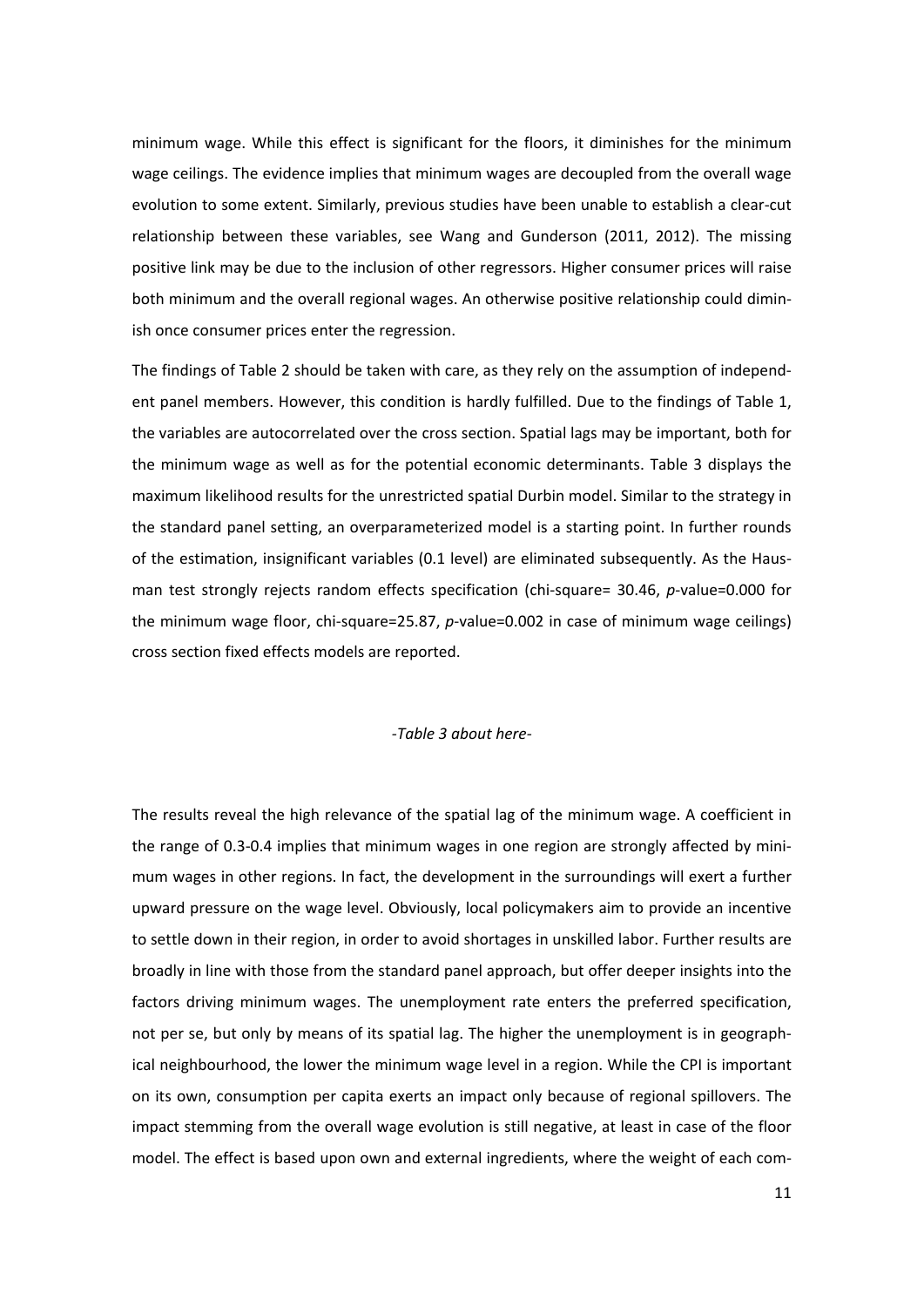minimum wage. While this effect is significant for the floors, it diminishes for the minimum wage ceilings. The evidence implies that minimum wages are decoupled from the overall wage evolution to some extent. Similarly, previous studies have been unable to establish a clear-cut relationship between these variables, see Wang and Gunderson (2011, 2012). The missing positive link may be due to the inclusion of other regressors. Higher consumer prices will raise both minimum and the overall regional wages. An otherwise positive relationship could diminish once consumer prices enter the regression.

The findings of Table 2 should be taken with care, as they rely on the assumption of independent panel members. However, this condition is hardly fulfilled. Due to the findings of Table 1, the variables are autocorrelated over the cross section. Spatial lags may be important, both for the minimum wage as well as for the potential economic determinants. Table 3 displays the maximum likelihood results for the unrestricted spatial Durbin model. Similar to the strategy in the standard panel setting, an overparameterized model is a starting point. In further rounds of the estimation, insignificant variables (0.1 level) are eliminated subsequently. As the Hausman test strongly rejects random effects specification (chi-square= 30.46, *p*-value=0.000 for the minimum wage floor, chi-square=25.87, *p*-value=0.002 in case of minimum wage ceilings) cross section fixed effects models are reported.

*-Table 3 about here-*

The results reveal the high relevance of the spatial lag of the minimum wage. A coefficient in the range of 0.3-0.4 implies that minimum wages in one region are strongly affected by minimum wages in other regions. In fact, the development in the surroundings will exert a further upward pressure on the wage level. Obviously, local policymakers aim to provide an incentive to settle down in their region, in order to avoid shortages in unskilled labor. Further results are broadly in line with those from the standard panel approach, but offer deeper insights into the factors driving minimum wages. The unemployment rate enters the preferred specification, not per se, but only by means of its spatial lag. The higher the unemployment is in geographical neighbourhood, the lower the minimum wage level in a region. While the CPI is important on its own, consumption per capita exerts an impact only because of regional spillovers. The impact stemming from the overall wage evolution is still negative, at least in case of the floor model. The effect is based upon own and external ingredients, where the weight of each com-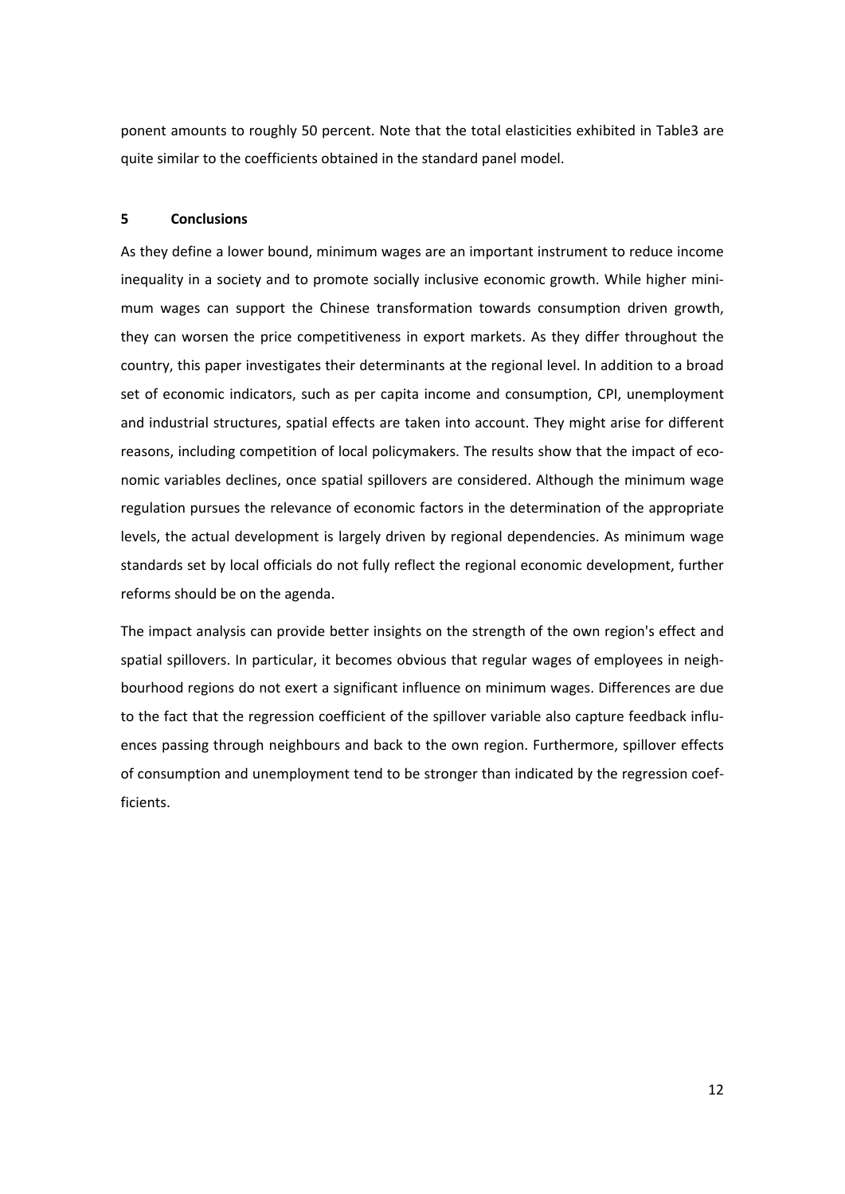ponent amounts to roughly 50 percent. Note that the total elasticities exhibited in Table3 are quite similar to the coefficients obtained in the standard panel model.

## 5 Conclusions

As they define a lower bound, minimum wages are an important instrument to reduce income inequality in a society and to promote socially inclusive economic growth. While higher minimum wages can support the Chinese transformation towards consumption driven growth, they can worsen the price competitiveness in export markets. As they differ throughout the country, this paper investigates their determinants at the regional level. In addition to a broad set of economic indicators, such as per capita income and consumption, CPI, unemployment and industrial structures, spatial effects are taken into account. They might arise for different reasons, including competition of local policymakers. The results show that the impact of economic variables declines, once spatial spillovers are considered. Although the minimum wage regulation pursues the relevance of economic factors in the determination of the appropriate levels, the actual development is largely driven by regional dependencies. As minimum wage standards set by local officials do not fully reflect the regional economic development, further reforms should be on the agenda.

The impact analysis can provide better insights on the strength of the own region's effect and spatial spillovers. In particular, it becomes obvious that regular wages of employees in neighbourhood regions do not exert a significant influence on minimum wages. Differences are due to the fact that the regression coefficient of the spillover variable also capture feedback influences passing through neighbours and back to the own region. Furthermore, spillover effects of consumption and unemployment tend to be stronger than indicated by the regression coefficients.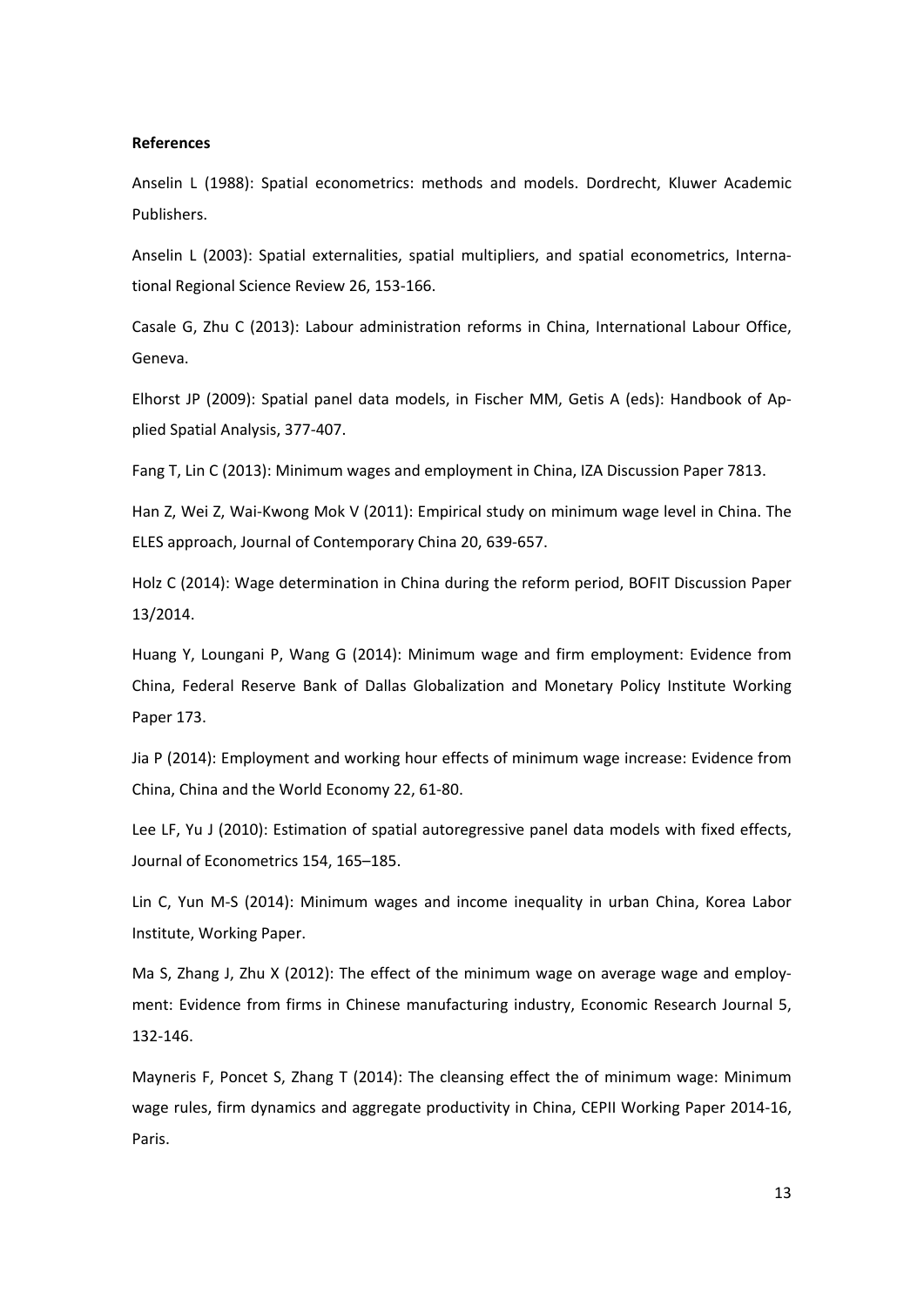**References**

Anselin L (1988): Spatial econometrics: methods and models. Dordrecht, Kluwer Academic Publishers.

Anselin L (2003): Spatial externalities, spatial multipliers, and spatial econometrics, International Regional Science Review 26, 153-166.

Casale G, Zhu C (2013): Labour administration reforms in China, International Labour Office, Geneva.

Elhorst JP (2009): Spatial panel data models, in Fischer MM, Getis A (eds): Handbook of Applied Spatial Analysis, 377-407.

Fang T, Lin C (2013): Minimum wages and employment in China, IZA Discussion Paper 7813.

Han Z, Wei Z, Wai-Kwong Mok V (2011): Empirical study on minimum wage level in China. The ELES approach, Journal of Contemporary China 20, 639-657.

Holz C (2014): Wage determination in China during the reform period, BOFIT Discussion Paper 13/2014.

Huang Y, Loungani P, Wang G (2014): Minimum wage and firm employment: Evidence from China, Federal Reserve Bank of Dallas Globalization and Monetary Policy Institute Working Paper 173.

Jia P (2014): Employment and working hour effects of minimum wage increase: Evidence from China, China and the World Economy 22, 61-80.

Lee LF, Yu J (2010): Estimation of spatial autoregressive panel data models with fixed effects, Journal of Econometrics 154, 165–185.

Lin C, Yun M-S (2014): Minimum wages and income inequality in urban China, Korea Labor Institute, Working Paper.

Ma S, Zhang J, Zhu X (2012): The effect of the minimum wage on average wage and employment: Evidence from firms in Chinese manufacturing industry, Economic Research Journal 5, 132-146.

Mayneris F, Poncet S, Zhang T (2014): The cleansing effect the of minimum wage: Minimum wage rules, firm dynamics and aggregate productivity in China, CEPII Working Paper 2014-16, Paris.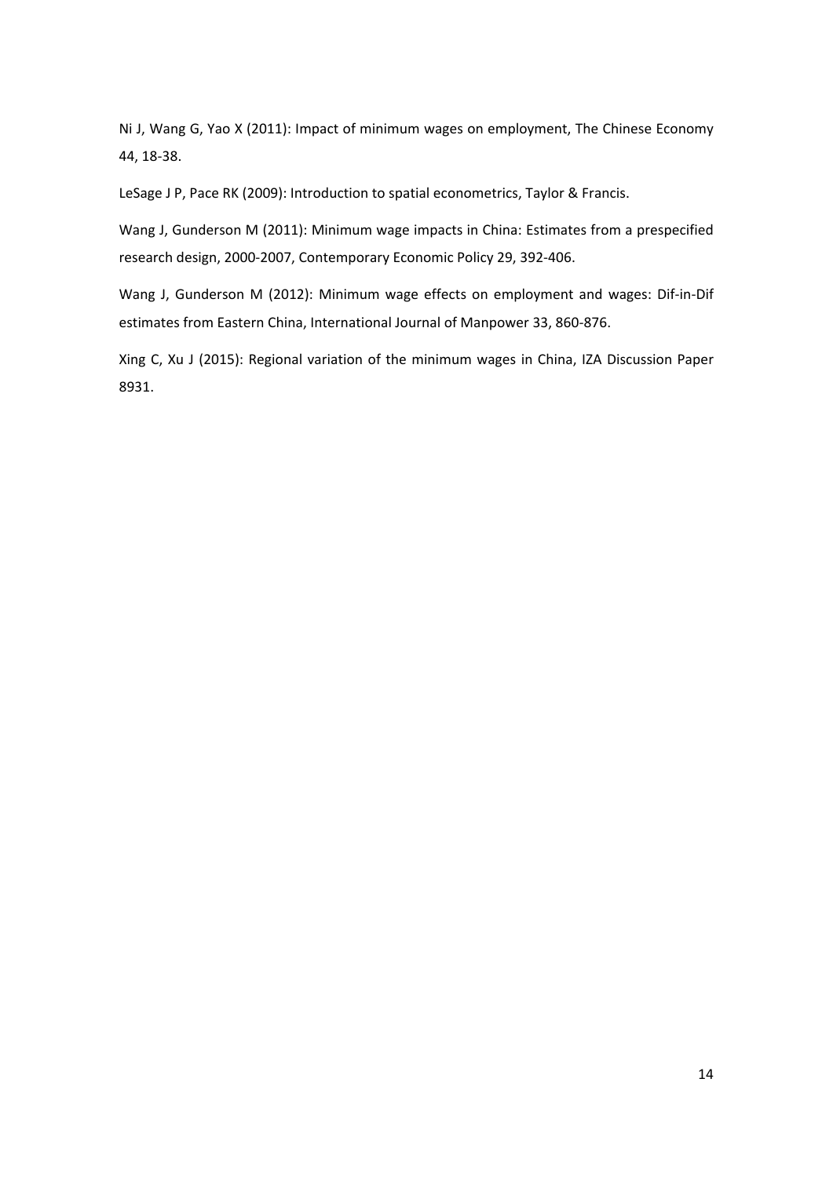Ni J, Wang G, Yao X (2011): Impact of minimum wages on employment, The Chinese Economy 44, 18-38.

LeSage J P, Pace RK (2009): Introduction to spatial econometrics, Taylor & Francis.

Wang J, Gunderson M (2011): Minimum wage impacts in China: Estimates from a prespecified research design, 2000-2007, Contemporary Economic Policy 29, 392-406.

Wang J, Gunderson M (2012): Minimum wage effects on employment and wages: Dif-in-Dif estimates from Eastern China, International Journal of Manpower 33, 860-876.

Xing C, Xu J (2015): Regional variation of the minimum wages in China, IZA Discussion Paper 8931.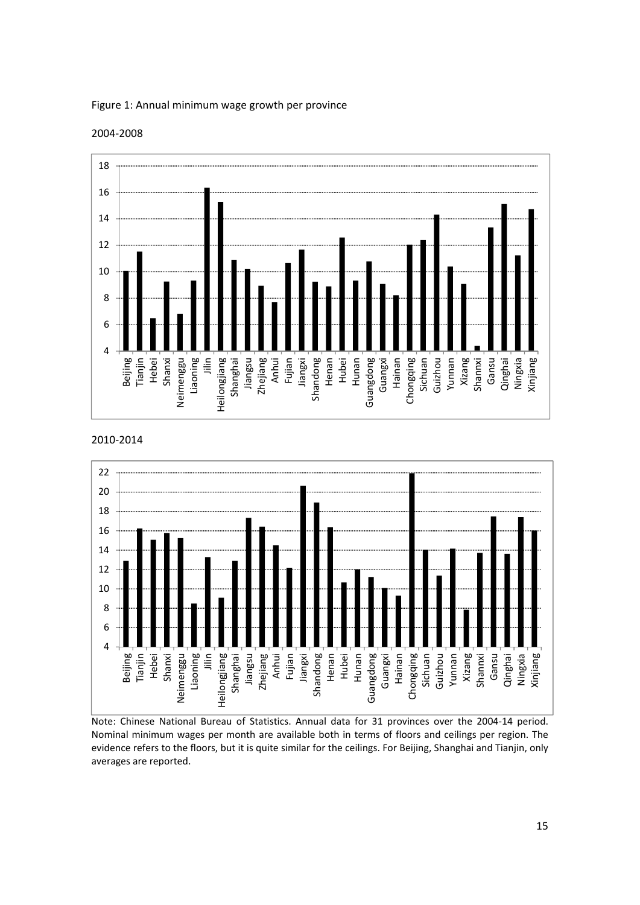Figure 1: Annual minimum wage growth per province

2004-2008

2010-2014

Note: Chinese National Bureau of Statistics. Annual data for 31 provinces over the 2004-14 period. Nominal minimum wages per month are available both in terms of floors and ceilings per region. The evidence refers to the floors, but it is quite similar for the ceilings. For Beijing, Shanghai and Tianjin, only averages are reported.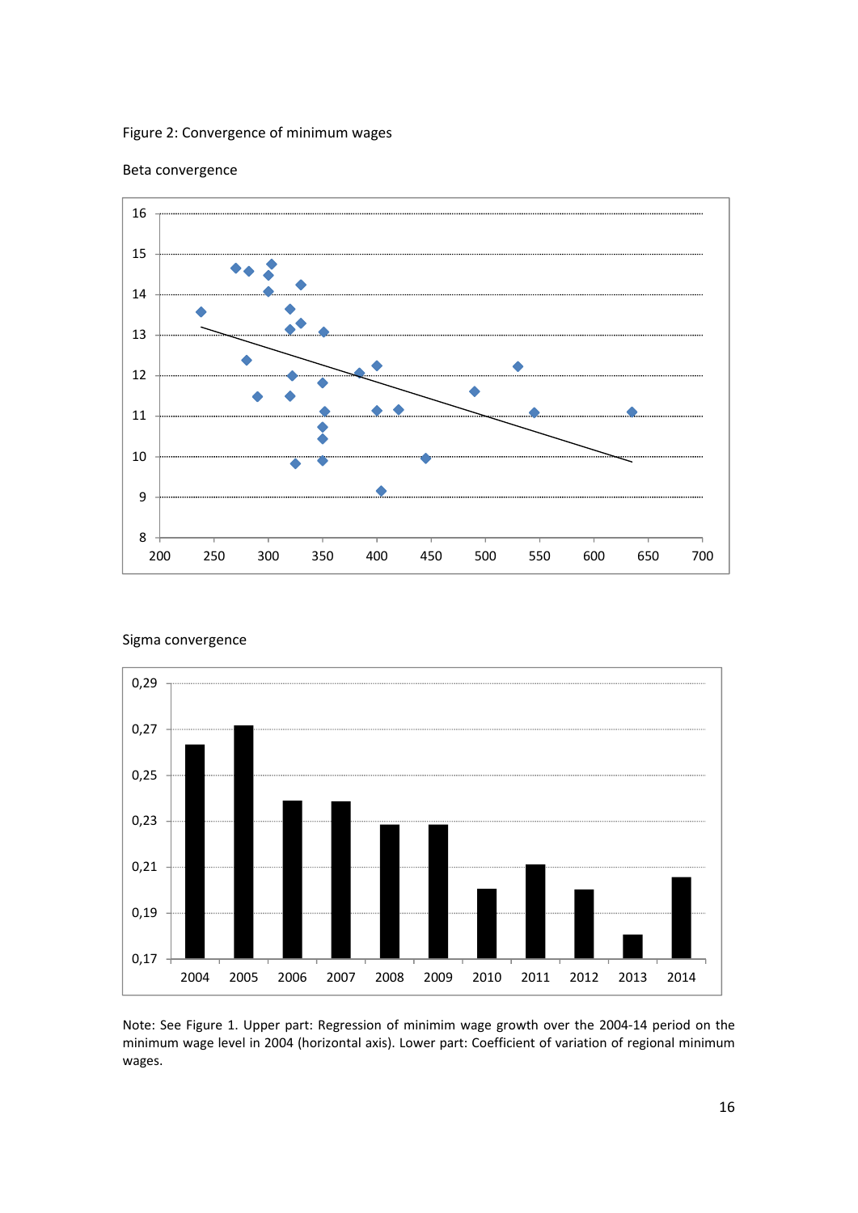Figure 2: Convergence of minimum wages

Beta convergence

Sigma convergence

Note: See Figure 1. Upper part: Regression of minimim wage growth over the 2004-14 period on the minimum wage level in 2004 (horizontal axis). Lower part: Coefficient of variation of regional minimum wages.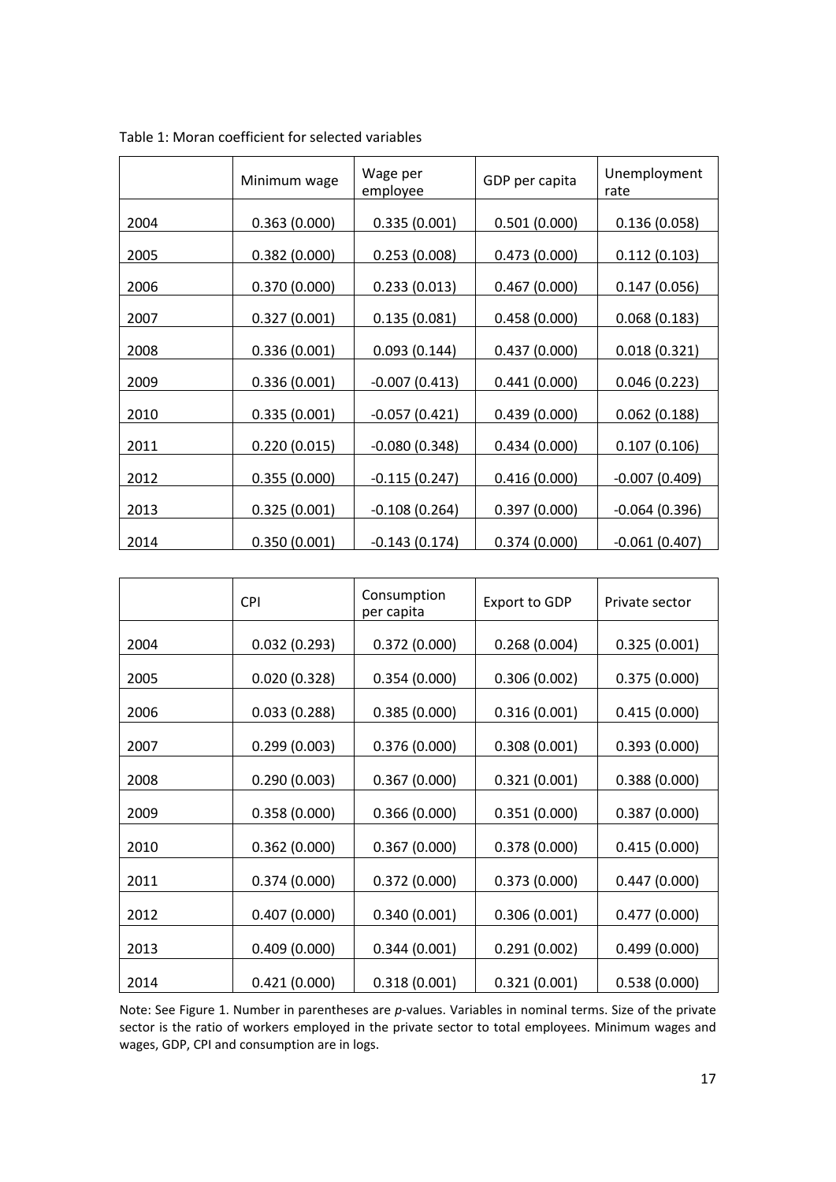Table 1: Moran coefficient for selected variables

| | Minimum wage | Wage per employee | GDP per capita | Unemployment rate |
|---|---|---|---|---|
| 2004 | 0.363 (0.000) | 0.335 (0.001) | 0.501 (0.000) | 0.136 (0.058) |
| 2005 | 0.382 (0.000) | 0.253 (0.008) | 0.473 (0.000) | 0.112 (0.103) |
| 2006 | 0.370 (0.000) | 0.233 (0.013) | 0.467 (0.000) | 0.147 (0.056) |
| 2007 | 0.327 (0.001) | 0.135 (0.081) | 0.458 (0.000) | 0.068 (0.183) |
| 2008 | 0.336 (0.001) | 0.093 (0.144) | 0.437 (0.000) | 0.018 (0.321) |
| 2009 | 0.336 (0.001) | -0.007 (0.413) | 0.441 (0.000) | 0.046 (0.223) |
| 2010 | 0.335 (0.001) | -0.057 (0.421) | 0.439 (0.000) | 0.062 (0.188) |
| 2011 | 0.220 (0.015) | -0.080 (0.348) | 0.434 (0.000) | 0.107 (0.106) |
| 2012 | 0.355 (0.000) | -0.115 (0.247) | 0.416 (0.000) | -0.007 (0.409) |
| 2013 | 0.325 (0.001) | -0.108 (0.264) | 0.397 (0.000) | -0.064 (0.396) |
| 2014 | 0.350 (0.001) | -0.143 (0.174) | 0.374 (0.000) | -0.061 (0.407) |

| | CPI | Consumption per capita | Export to GDP | Private sector |
|---|---|---|---|---|
| 2004 | 0.032 (0.293) | 0.372 (0.000) | 0.268 (0.004) | 0.325 (0.001) |
| 2005 | 0.020 (0.328) | 0.354 (0.000) | 0.306 (0.002) | 0.375 (0.000) |
| 2006 | 0.033 (0.288) | 0.385 (0.000) | 0.316 (0.001) | 0.415 (0.000) |
| 2007 | 0.299 (0.003) | 0.376 (0.000) | 0.308 (0.001) | 0.393 (0.000) |
| 2008 | 0.290 (0.003) | 0.367 (0.000) | 0.321 (0.001) | 0.388 (0.000) |
| 2009 | 0.358 (0.000) | 0.366 (0.000) | 0.351 (0.000) | 0.387 (0.000) |
| 2010 | 0.362 (0.000) | 0.367 (0.000) | 0.378 (0.000) | 0.415 (0.000) |
| 2011 | 0.374 (0.000) | 0.372 (0.000) | 0.373 (0.000) | 0.447 (0.000) |
| 2012 | 0.407 (0.000) | 0.340 (0.001) | 0.306 (0.001) | 0.477 (0.000) |
| 2013 | 0.409 (0.000) | 0.344 (0.001) | 0.291 (0.002) | 0.499 (0.000) |
| 2014 | 0.421 (0.000) | 0.318 (0.001) | 0.321 (0.001) | 0.538 (0.000) |

Note: See Figure 1. Number in parentheses are *p*-values. Variables in nominal terms. Size of the private sector is the ratio of workers employed in the private sector to total employees. Minimum wages and wages, GDP, CPI and consumption are in logs.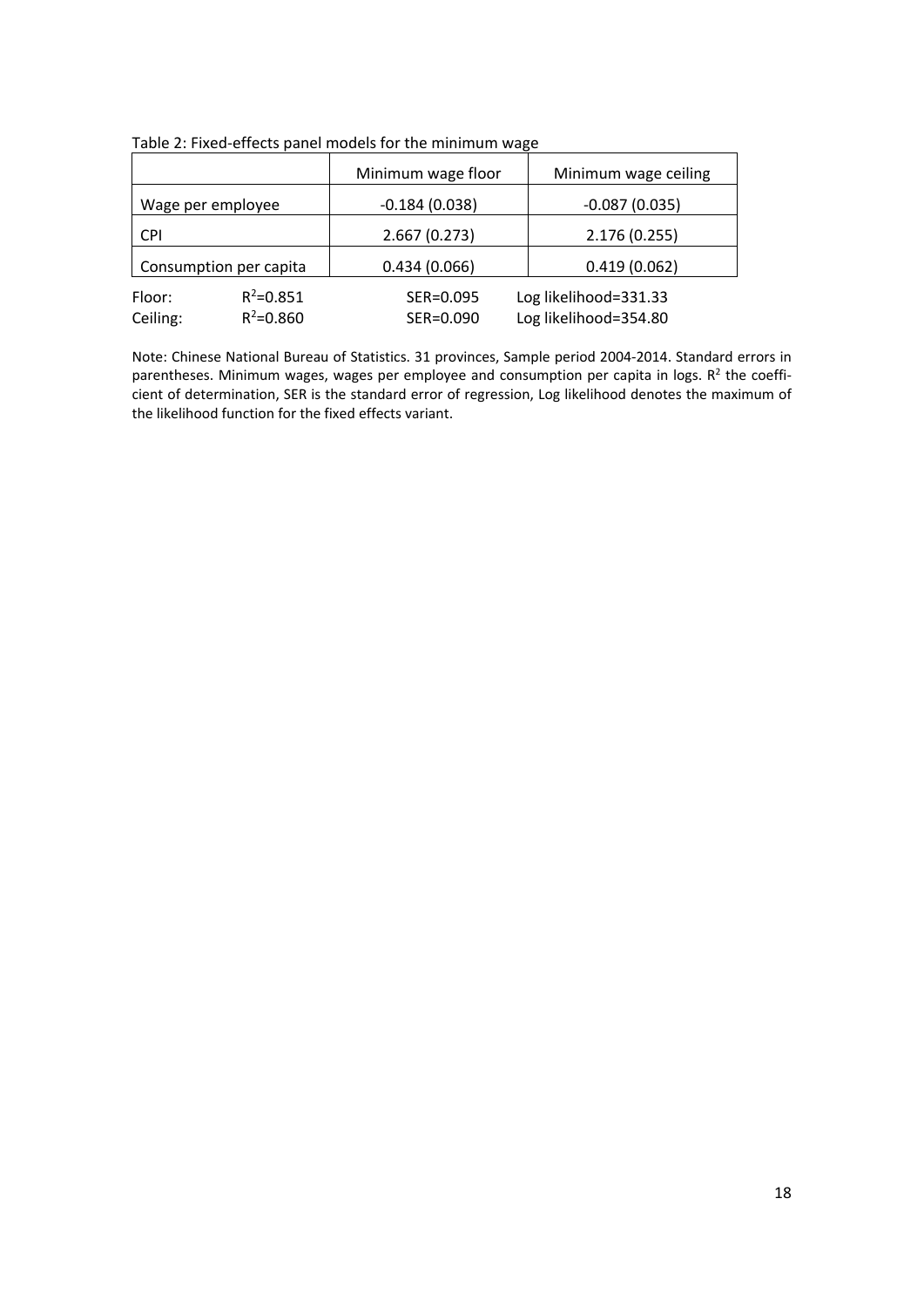Table 2: Fixed-effects panel models for the minimum wage

| | Minimum wage floor | Minimum wage ceiling |
|---|---|---|
| Wage per employee | -0.184 (0.038) | -0.087 (0.035) |
| CPI | 2.667 (0.273) | 2.176 (0.255) |
| Consumption per capita | 0.434 (0.066) | 0.419 (0.062) |

Floor: $R^2$=0.851 SER=0.095 Log likelihood=331.33

Ceiling: $R^2$=0.860 SER=0.090 Log likelihood=354.80

Note: Chinese National Bureau of Statistics. 31 provinces, Sample period 2004-2014. Standard errors in parentheses. Minimum wages, wages per employee and consumption per capita in logs. $R^2$ the coefficient of determination, SER is the standard error of regression, Log likelihood denotes the maximum of the likelihood function for the fixed effects variant.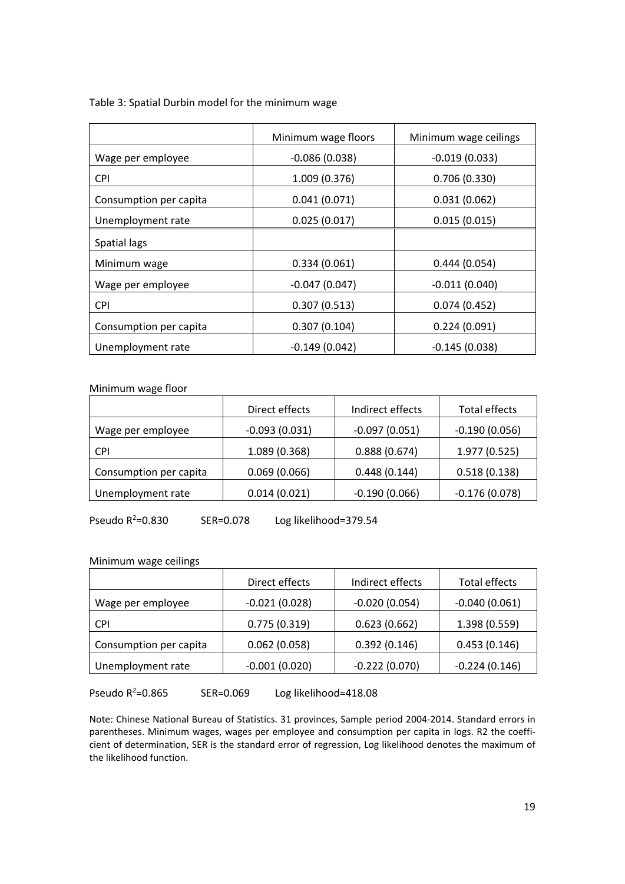Table 3: Spatial Durbin model for the minimum wage

| | Minimum wage floors | Minimum wage ceilings |
|---|---|---|
| Wage per employee | -0.086 (0.038) | -0.019 (0.033) |
| CPI | 1.009 (0.376) | 0.706 (0.330) |
| Consumption per capita | 0.041 (0.071) | 0.031 (0.062) |
| Unemployment rate | 0.025 (0.017) | 0.015 (0.015) |
| Spatial lags | | |
| Minimum wage | 0.334 (0.061) | 0.444 (0.054) |
| Wage per employee | -0.047 (0.047) | -0.011 (0.040) |
| CPI | 0.307 (0.513) | 0.074 (0.452) |
| Consumption per capita | 0.307 (0.104) | 0.224 (0.091) |
| Unemployment rate | -0.149 (0.042) | -0.145 (0.038) |

Minimum wage floor

| | Direct effects | Indirect effects | Total effects |
|---|---|---|---|
| Wage per employee | -0.093 (0.031) | -0.097 (0.051) | -0.190 (0.056) |
| CPI | 1.089 (0.368) | 0.888 (0.674) | 1.977 (0.525) |
| Consumption per capita | 0.069 (0.066) | 0.448 (0.144) | 0.518 (0.138) |
| Unemployment rate | 0.014 (0.021) | -0.190 (0.066) | -0.176 (0.078) |

Pseudo $R^2$=0.830 SER=0.078 Log likelihood=379.54

Minimum wage ceilings

| | Direct effects | Indirect effects | Total effects |
|---|---|---|---|
| Wage per employee | -0.021 (0.028) | -0.020 (0.054) | -0.040 (0.061) |
| CPI | 0.775 (0.319) | 0.623 (0.662) | 1.398 (0.559) |
| Consumption per capita | 0.062 (0.058) | 0.392 (0.146) | 0.453 (0.146) |
| Unemployment rate | -0.001 (0.020) | -0.222 (0.070) | -0.224 (0.146) |

Pseudo $R^2$=0.865 SER=0.069 Log likelihood=418.08

Note: Chinese National Bureau of Statistics. 31 provinces, Sample period 2004-2014. Standard errors in parentheses. Minimum wages, wages per employee and consumption per capita in logs. R2 the coefficient of determination, SER is the standard error of regression, Log likelihood denotes the maximum of the likelihood function.